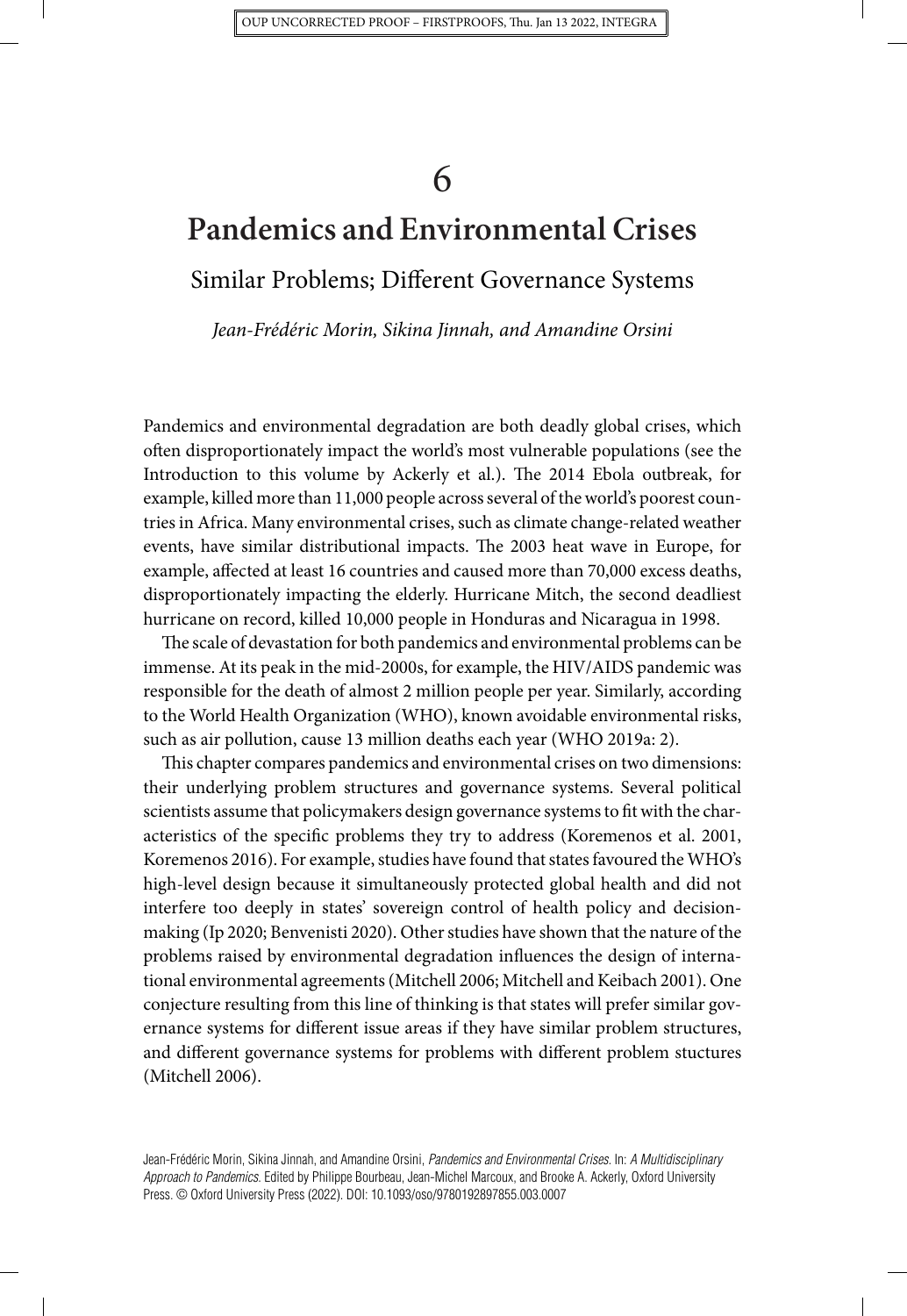# 6

# Pandemics and Environmental Crises

## Similar Problems; Different Governance Systems

*Jean-Frédéric Morin, Sikina Jinnah, and Amandine Orsini*

Pandemics and environmental degradation are both deadly global crises, which often disproportionately impact the world's most vulnerable populations (see the Introduction to this volume by Ackerly et al.). The 2014 Ebola outbreak, for example, killed more than 11,000 people across several of the world's poorest countries in Africa. Many environmental crises, such as climate change-related weather events, have similar distributional impacts. The 2003 heat wave in Europe, for example, affected at least 16 countries and caused more than 70,000 excess deaths, disproportionately impacting the elderly. Hurricane Mitch, the second deadliest hurricane on record, killed 10,000 people in Honduras and Nicaragua in 1998.

The scale of devastation for both pandemics and environmental problems can be immense. At its peak in the mid-2000s, for example, the HIV/AIDS pandemic was responsible for the death of almost 2 million people per year. Similarly, according to the World Health Organization (WHO), known avoidable environmental risks, such as air pollution, cause 13 million deaths each year (WHO 2019a: 2).

This chapter compares pandemics and environmental crises on two dimensions: their underlying problem structures and governance systems. Several political scientists assume that policymakers design governance systems to fit with the characteristics of the specific problems they try to address (Koremenos et al. 2001, Koremenos 2016). For example, studies have found that states favoured the WHO's high-level design because it simultaneously protected global health and did not interfere too deeply in states' sovereign control of health policy and decision-making (Ip 2020; Benvenisti 2020). Other studies have shown that the nature of the problems raised by environmental degradation influences the design of international environmental agreements (Mitchell 2006; Mitchell and Keibach 2001). One conjecture resulting from this line of thinking is that states will prefer similar governance systems for different issue areas if they have similar problem structures, and different governance systems for problems with different problem stuctures (Mitchell 2006).

Jean-Frédéric Morin, Sikina Jinnah, and Amandine Orsini, *Pandemics and Environmental Crises.* In: *A Multidisciplinary Approach to Pandemics.* Edited by Philippe Bourbeau, Jean-Michel Marcoux, and Brooke A. Ackerly, Oxford University Press. © Oxford University Press (2022). DOI: 10.1093/oso/9780192897855.003.0007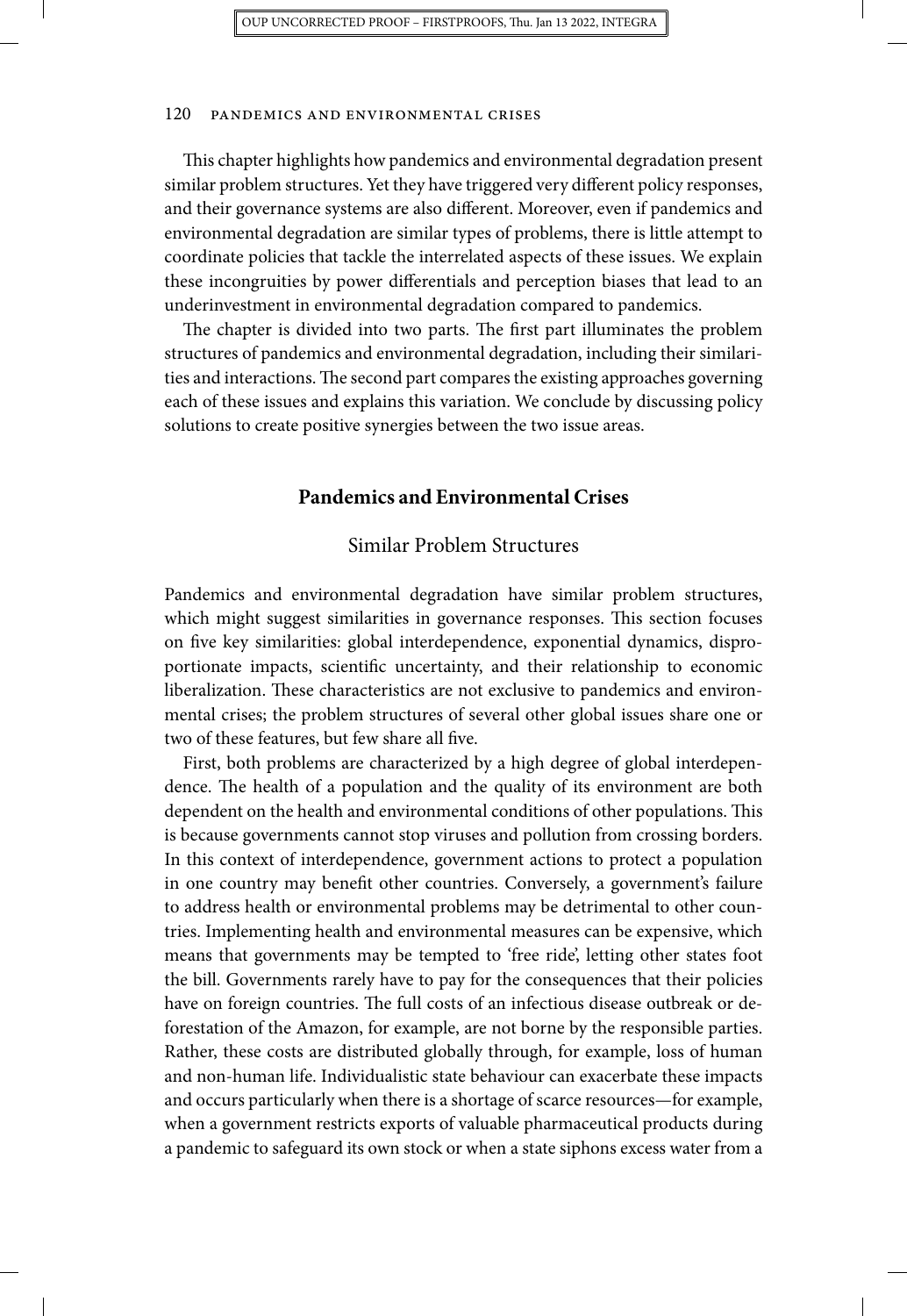This chapter highlights how pandemics and environmental degradation present similar problem structures. Yet they have triggered very different policy responses, and their governance systems are also different. Moreover, even if pandemics and environmental degradation are similar types of problems, there is little attempt to coordinate policies that tackle the interrelated aspects of these issues. We explain these incongruities by power differentials and perception biases that lead to an underinvestment in environmental degradation compared to pandemics.

The chapter is divided into two parts. The first part illuminates the problem structures of pandemics and environmental degradation, including their similarities and interactions. The second part compares the existing approaches governing each of these issues and explains this variation. We conclude by discussing policy solutions to create positive synergies between the two issue areas.

## Pandemics and Environmental Crises

### Similar Problem Structures

Pandemics and environmental degradation have similar problem structures, which might suggest similarities in governance responses. This section focuses on five key similarities: global interdependence, exponential dynamics, disproportionate impacts, scientific uncertainty, and their relationship to economic liberalization. These characteristics are not exclusive to pandemics and environmental crises; the problem structures of several other global issues share one or two of these features, but few share all five.

First, both problems are characterized by a high degree of global interdependence. The health of a population and the quality of its environment are both dependent on the health and environmental conditions of other populations. This is because governments cannot stop viruses and pollution from crossing borders. In this context of interdependence, government actions to protect a population in one country may benefit other countries. Conversely, a government's failure to address health or environmental problems may be detrimental to other countries. Implementing health and environmental measures can be expensive, which means that governments may be tempted to 'free ride', letting other states foot the bill. Governments rarely have to pay for the consequences that their policies have on foreign countries. The full costs of an infectious disease outbreak or deforestation of the Amazon, for example, are not borne by the responsible parties. Rather, these costs are distributed globally through, for example, loss of human and non-human life. Individualistic state behaviour can exacerbate these impacts and occurs particularly when there is a shortage of scarce resources—for example, when a government restricts exports of valuable pharmaceutical products during a pandemic to safeguard its own stock or when a state siphons excess water from a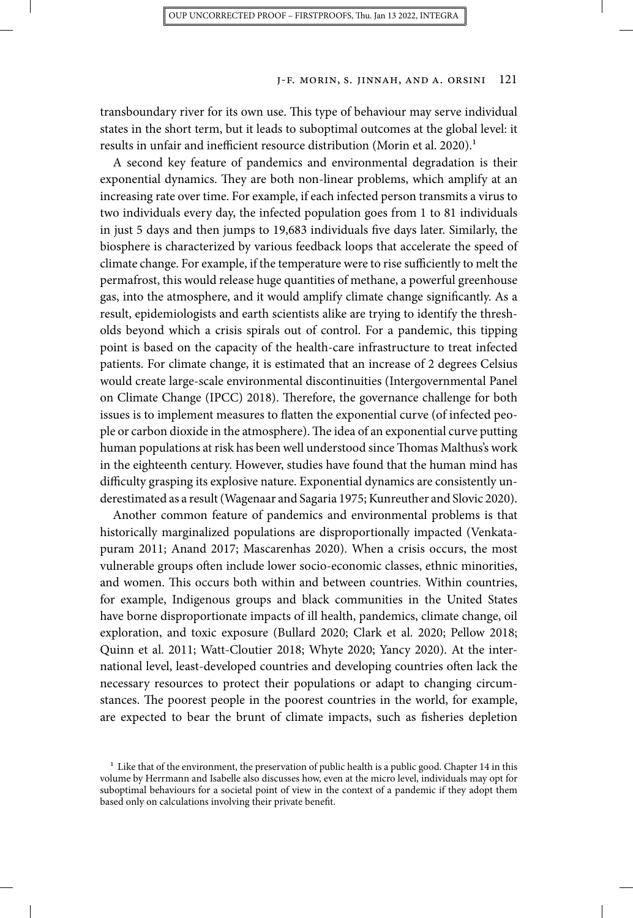transboundary river for its own use. This type of behaviour may serve individual states in the short term, but it leads to suboptimal outcomes at the global level: it results in unfair and inefficient resource distribution (Morin et al. 2020).[1]

A second key feature of pandemics and environmental degradation is their exponential dynamics. They are both non-linear problems, which amplify at an increasing rate over time. For example, if each infected person transmits a virus to two individuals every day, the infected population goes from 1 to 81 individuals in just 5 days and then jumps to 19,683 individuals five days later. Similarly, the biosphere is characterized by various feedback loops that accelerate the speed of climate change. For example, if the temperature were to rise sufficiently to melt the permafrost, this would release huge quantities of methane, a powerful greenhouse gas, into the atmosphere, and it would amplify climate change significantly. As a result, epidemiologists and earth scientists alike are trying to identify the thresholds beyond which a crisis spirals out of control. For a pandemic, this tipping point is based on the capacity of the health-care infrastructure to treat infected patients. For climate change, it is estimated that an increase of 2 degrees Celsius would create large-scale environmental discontinuities (Intergovernmental Panel on Climate Change (IPCC) 2018). Therefore, the governance challenge for both issues is to implement measures to flatten the exponential curve (of infected people or carbon dioxide in the atmosphere). The idea of an exponential curve putting human populations at risk has been well understood since Thomas Malthus's work in the eighteenth century. However, studies have found that the human mind has difficulty grasping its explosive nature. Exponential dynamics are consistently underestimated as a result (Wagenaar and Sagaria 1975; Kunreuther and Slovic 2020).

Another common feature of pandemics and environmental problems is that historically marginalized populations are disproportionally impacted (Venkatapuram 2011; Anand 2017; Mascarenhas 2020). When a crisis occurs, the most vulnerable groups often include lower socio-economic classes, ethnic minorities, and women. This occurs both within and between countries. Within countries, for example, Indigenous groups and black communities in the United States have borne disproportionate impacts of ill health, pandemics, climate change, oil exploration, and toxic exposure (Bullard 2020; Clark et al. 2020; Pellow 2018; Quinn et al. 2011; Watt-Cloutier 2018; Whyte 2020; Yancy 2020). At the international level, least-developed countries and developing countries often lack the necessary resources to protect their populations or adapt to changing circumstances. The poorest people in the poorest countries in the world, for example, are expected to bear the brunt of climate impacts, such as fisheries depletion

[1] Like that of the environment, the preservation of public health is a public good. Chapter 14 in this volume by Herrmann and Isabelle also discusses how, even at the micro level, individuals may opt for suboptimal behaviours for a societal point of view in the context of a pandemic if they adopt them based only on calculations involving their private benefit.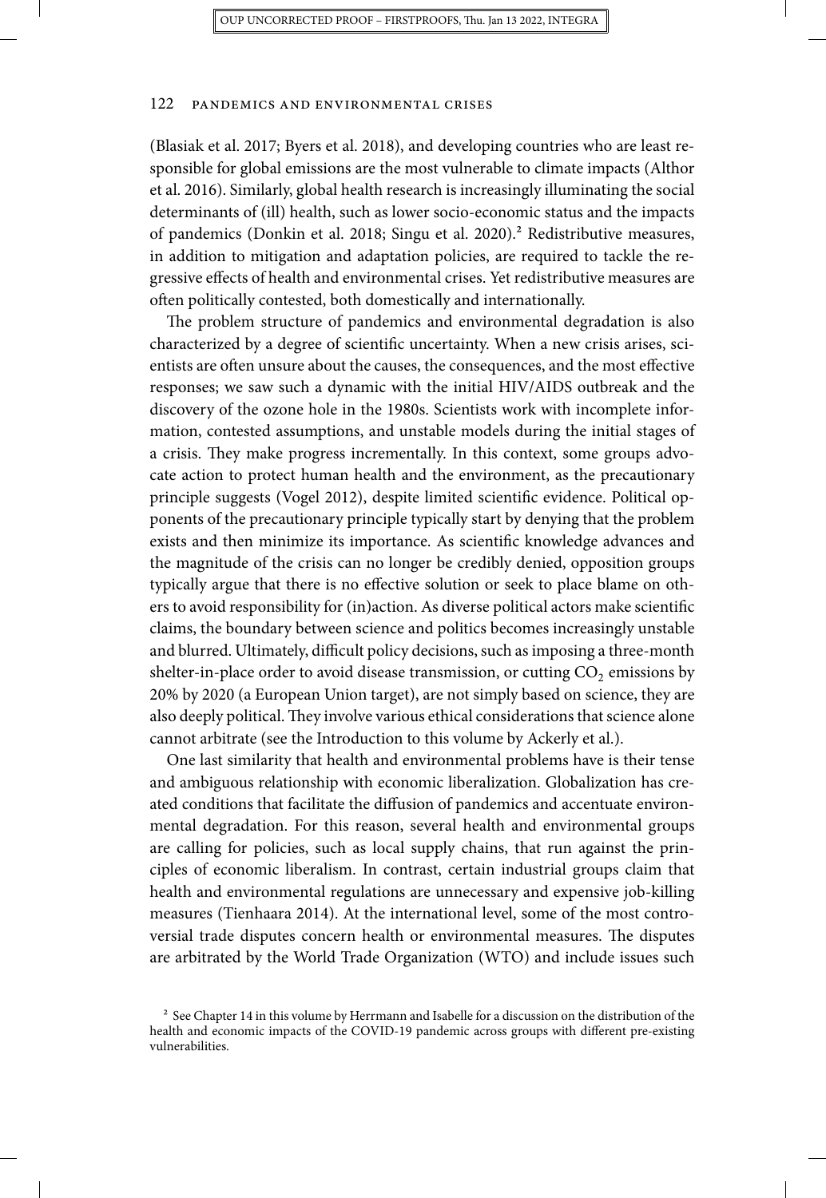(Blasiak et al. 2017; Byers et al. 2018), and developing countries who are least responsible for global emissions are the most vulnerable to climate impacts (Althor et al. 2016). Similarly, global health research is increasingly illuminating the social determinants of (ill) health, such as lower socio-economic status and the impacts of pandemics (Donkin et al. 2018; Singu et al. 2020).[2] Redistributive measures, in addition to mitigation and adaptation policies, are required to tackle the regressive effects of health and environmental crises. Yet redistributive measures are often politically contested, both domestically and internationally.

The problem structure of pandemics and environmental degradation is also characterized by a degree of scientific uncertainty. When a new crisis arises, scientists are often unsure about the causes, the consequences, and the most effective responses; we saw such a dynamic with the initial HIV/AIDS outbreak and the discovery of the ozone hole in the 1980s. Scientists work with incomplete information, contested assumptions, and unstable models during the initial stages of a crisis. They make progress incrementally. In this context, some groups advocate action to protect human health and the environment, as the precautionary principle suggests (Vogel 2012), despite limited scientific evidence. Political opponents of the precautionary principle typically start by denying that the problem exists and then minimize its importance. As scientific knowledge advances and the magnitude of the crisis can no longer be credibly denied, opposition groups typically argue that there is no effective solution or seek to place blame on others to avoid responsibility for (in)action. As diverse political actors make scientific claims, the boundary between science and politics becomes increasingly unstable and blurred. Ultimately, difficult policy decisions, such as imposing a three-month shelter-in-place order to avoid disease transmission, or cutting $CO_2$ emissions by 20% by 2020 (a European Union target), are not simply based on science, they are also deeply political. They involve various ethical considerations that science alone cannot arbitrate (see the Introduction to this volume by Ackerly et al.).

One last similarity that health and environmental problems have is their tense and ambiguous relationship with economic liberalization. Globalization has created conditions that facilitate the diffusion of pandemics and accentuate environmental degradation. For this reason, several health and environmental groups are calling for policies, such as local supply chains, that run against the principles of economic liberalism. In contrast, certain industrial groups claim that health and environmental regulations are unnecessary and expensive job-killing measures (Tienhaara 2014). At the international level, some of the most controversial trade disputes concern health or environmental measures. The disputes are arbitrated by the World Trade Organization (WTO) and include issues such

[2] See Chapter 14 in this volume by Herrmann and Isabelle for a discussion on the distribution of the health and economic impacts of the COVID-19 pandemic across groups with different pre-existing vulnerabilities.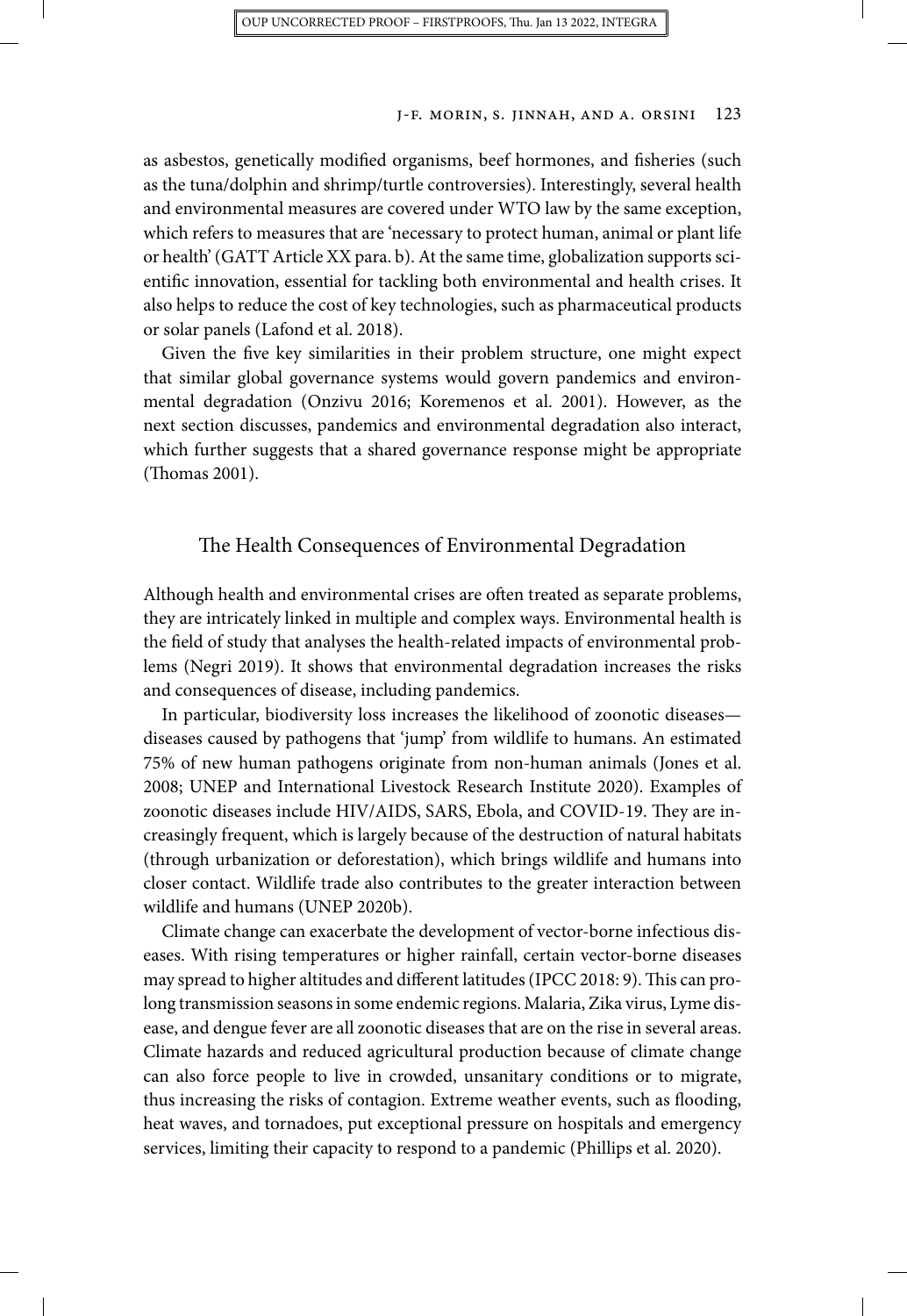as asbestos, genetically modified organisms, beef hormones, and fisheries (such as the tuna/dolphin and shrimp/turtle controversies). Interestingly, several health and environmental measures are covered under WTO law by the same exception, which refers to measures that are 'necessary to protect human, animal or plant life or health' (GATT Article XX para. b). At the same time, globalization supports scientific innovation, essential for tackling both environmental and health crises. It also helps to reduce the cost of key technologies, such as pharmaceutical products or solar panels (Lafond et al. 2018).

Given the five key similarities in their problem structure, one might expect that similar global governance systems would govern pandemics and environmental degradation (Onzivu 2016; Koremenos et al. 2001). However, as the next section discusses, pandemics and environmental degradation also interact, which further suggests that a shared governance response might be appropriate (Thomas 2001).

## The Health Consequences of Environmental Degradation

Although health and environmental crises are often treated as separate problems, they are intricately linked in multiple and complex ways. Environmental health is the field of study that analyses the health-related impacts of environmental problems (Negri 2019). It shows that environmental degradation increases the risks and consequences of disease, including pandemics.

In particular, biodiversity loss increases the likelihood of zoonotic diseases—diseases caused by pathogens that 'jump' from wildlife to humans. An estimated 75% of new human pathogens originate from non-human animals (Jones et al. 2008; UNEP and International Livestock Research Institute 2020). Examples of zoonotic diseases include HIV/AIDS, SARS, Ebola, and COVID-19. They are increasingly frequent, which is largely because of the destruction of natural habitats (through urbanization or deforestation), which brings wildlife and humans into closer contact. Wildlife trade also contributes to the greater interaction between wildlife and humans (UNEP 2020b).

Climate change can exacerbate the development of vector-borne infectious diseases. With rising temperatures or higher rainfall, certain vector-borne diseases may spread to higher altitudes and different latitudes (IPCC 2018: 9). This can prolong transmission seasons in some endemic regions. Malaria, Zika virus, Lyme disease, and dengue fever are all zoonotic diseases that are on the rise in several areas. Climate hazards and reduced agricultural production because of climate change can also force people to live in crowded, unsanitary conditions or to migrate, thus increasing the risks of contagion. Extreme weather events, such as flooding, heat waves, and tornadoes, put exceptional pressure on hospitals and emergency services, limiting their capacity to respond to a pandemic (Phillips et al. 2020).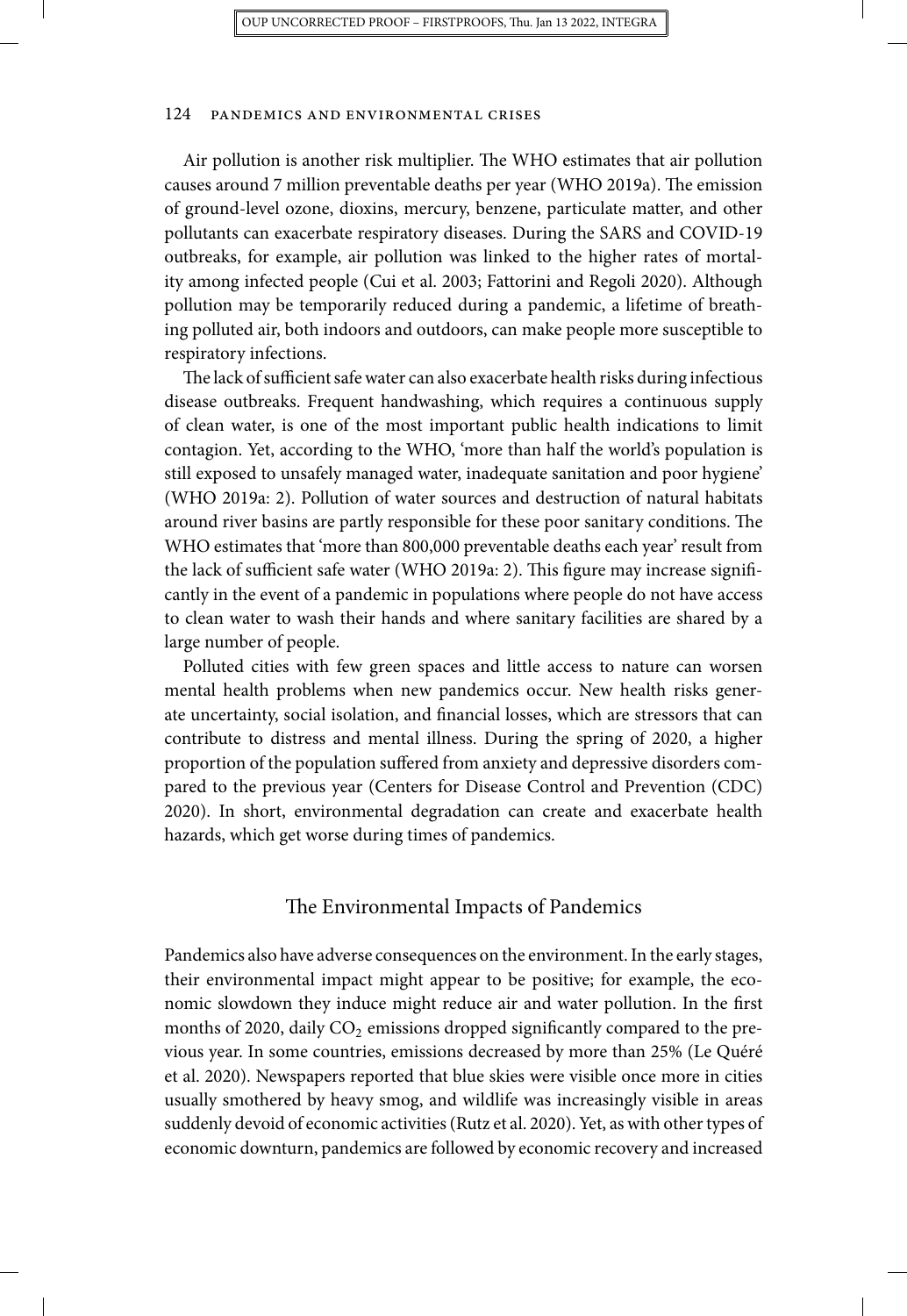Air pollution is another risk multiplier. The WHO estimates that air pollution causes around 7 million preventable deaths per year (WHO 2019a). The emission of ground-level ozone, dioxins, mercury, benzene, particulate matter, and other pollutants can exacerbate respiratory diseases. During the SARS and COVID-19 outbreaks, for example, air pollution was linked to the higher rates of mortality among infected people (Cui et al. 2003; Fattorini and Regoli 2020). Although pollution may be temporarily reduced during a pandemic, a lifetime of breathing polluted air, both indoors and outdoors, can make people more susceptible to respiratory infections.

The lack of sufficient safe water can also exacerbate health risks during infectious disease outbreaks. Frequent handwashing, which requires a continuous supply of clean water, is one of the most important public health indications to limit contagion. Yet, according to the WHO, 'more than half the world's population is still exposed to unsafely managed water, inadequate sanitation and poor hygiene' (WHO 2019a: 2). Pollution of water sources and destruction of natural habitats around river basins are partly responsible for these poor sanitary conditions. The WHO estimates that 'more than 800,000 preventable deaths each year' result from the lack of sufficient safe water (WHO 2019a: 2). This figure may increase significantly in the event of a pandemic in populations where people do not have access to clean water to wash their hands and where sanitary facilities are shared by a large number of people.

Polluted cities with few green spaces and little access to nature can worsen mental health problems when new pandemics occur. New health risks generate uncertainty, social isolation, and financial losses, which are stressors that can contribute to distress and mental illness. During the spring of 2020, a higher proportion of the population suffered from anxiety and depressive disorders compared to the previous year (Centers for Disease Control and Prevention (CDC) 2020). In short, environmental degradation can create and exacerbate health hazards, which get worse during times of pandemics.

## The Environmental Impacts of Pandemics

Pandemics also have adverse consequences on the environment. In the early stages, their environmental impact might appear to be positive; for example, the economic slowdown they induce might reduce air and water pollution. In the first months of 2020, daily $CO_2$ emissions dropped significantly compared to the previous year. In some countries, emissions decreased by more than 25% (Le Quéré et al. 2020). Newspapers reported that blue skies were visible once more in cities usually smothered by heavy smog, and wildlife was increasingly visible in areas suddenly devoid of economic activities (Rutz et al. 2020). Yet, as with other types of economic downturn, pandemics are followed by economic recovery and increased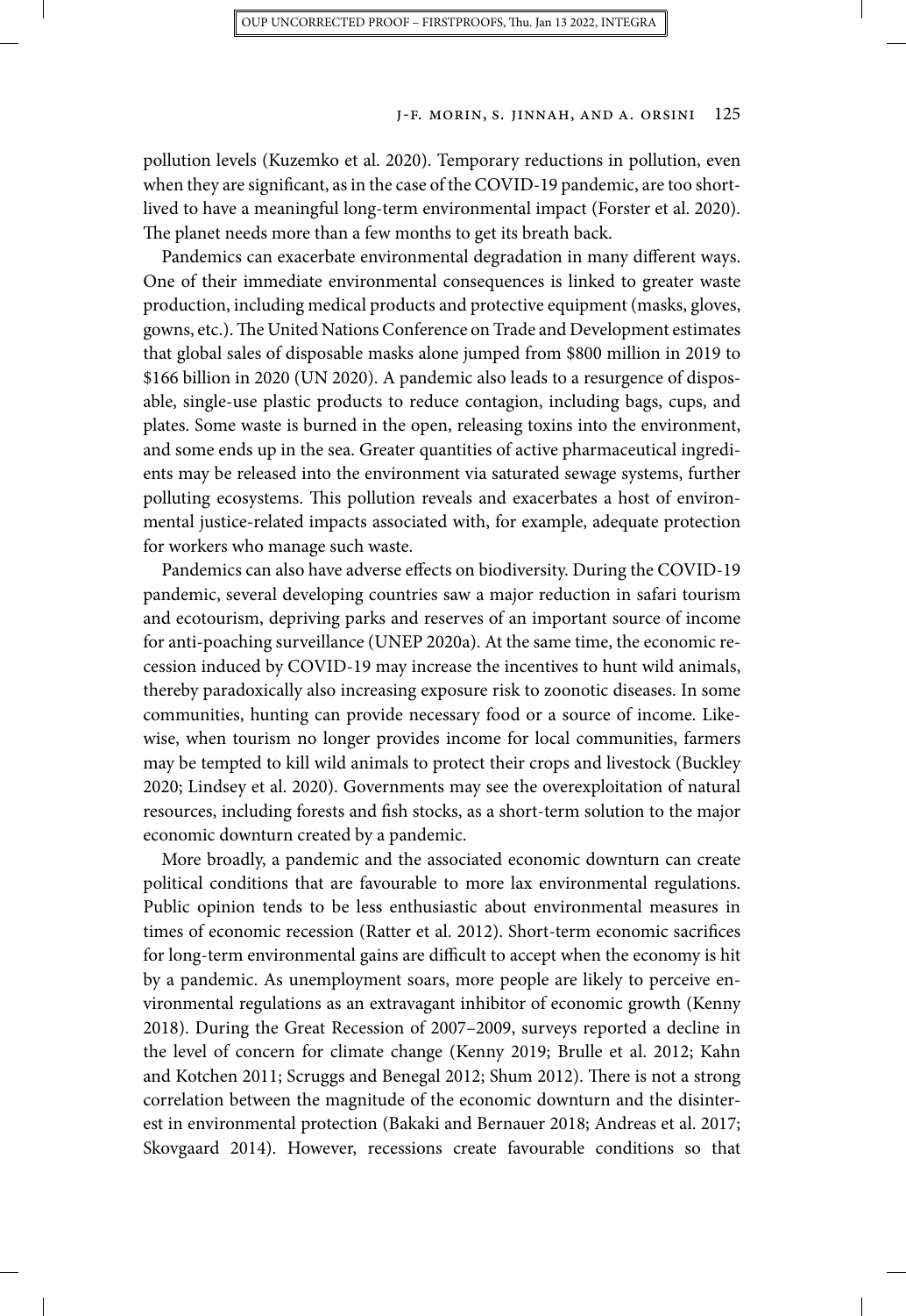pollution levels (Kuzemko et al. 2020). Temporary reductions in pollution, even when they are significant, as in the case of the COVID-19 pandemic, are too short-lived to have a meaningful long-term environmental impact (Forster et al. 2020). The planet needs more than a few months to get its breath back.

Pandemics can exacerbate environmental degradation in many different ways. One of their immediate environmental consequences is linked to greater waste production, including medical products and protective equipment (masks, gloves, gowns, etc.). The United Nations Conference on Trade and Development estimates that global sales of disposable masks alone jumped from $800 million in 2019 to $166 billion in 2020 (UN 2020). A pandemic also leads to a resurgence of disposable, single-use plastic products to reduce contagion, including bags, cups, and plates. Some waste is burned in the open, releasing toxins into the environment, and some ends up in the sea. Greater quantities of active pharmaceutical ingredients may be released into the environment via saturated sewage systems, further polluting ecosystems. This pollution reveals and exacerbates a host of environmental justice-related impacts associated with, for example, adequate protection for workers who manage such waste.

Pandemics can also have adverse effects on biodiversity. During the COVID-19 pandemic, several developing countries saw a major reduction in safari tourism and ecotourism, depriving parks and reserves of an important source of income for anti-poaching surveillance (UNEP 2020a). At the same time, the economic recession induced by COVID-19 may increase the incentives to hunt wild animals, thereby paradoxically also increasing exposure risk to zoonotic diseases. In some communities, hunting can provide necessary food or a source of income. Likewise, when tourism no longer provides income for local communities, farmers may be tempted to kill wild animals to protect their crops and livestock (Buckley 2020; Lindsey et al. 2020). Governments may see the overexploitation of natural resources, including forests and fish stocks, as a short-term solution to the major economic downturn created by a pandemic.

More broadly, a pandemic and the associated economic downturn can create political conditions that are favourable to more lax environmental regulations. Public opinion tends to be less enthusiastic about environmental measures in times of economic recession (Ratter et al. 2012). Short-term economic sacrifices for long-term environmental gains are difficult to accept when the economy is hit by a pandemic. As unemployment soars, more people are likely to perceive environmental regulations as an extravagant inhibitor of economic growth (Kenny 2018). During the Great Recession of 2007–2009, surveys reported a decline in the level of concern for climate change (Kenny 2019; Brulle et al. 2012; Kahn and Kotchen 2011; Scruggs and Benegal 2012; Shum 2012). There is not a strong correlation between the magnitude of the economic downturn and the disinterest in environmental protection (Bakaki and Bernauer 2018; Andreas et al. 2017; Skovgaard 2014). However, recessions create favourable conditions so that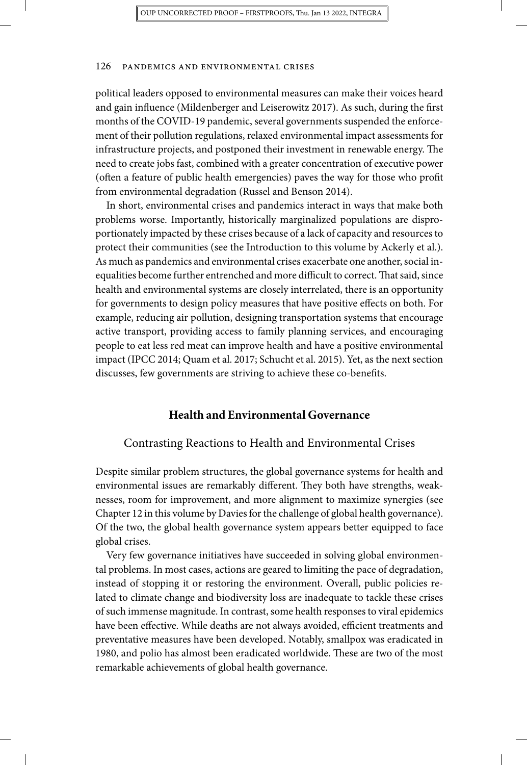political leaders opposed to environmental measures can make their voices heard and gain influence (Mildenberger and Leiserowitz 2017). As such, during the first months of the COVID-19 pandemic, several governments suspended the enforcement of their pollution regulations, relaxed environmental impact assessments for infrastructure projects, and postponed their investment in renewable energy. The need to create jobs fast, combined with a greater concentration of executive power (often a feature of public health emergencies) paves the way for those who profit from environmental degradation (Russel and Benson 2014).

In short, environmental crises and pandemics interact in ways that make both problems worse. Importantly, historically marginalized populations are disproportionately impacted by these crises because of a lack of capacity and resources to protect their communities (see the Introduction to this volume by Ackerly et al.). As much as pandemics and environmental crises exacerbate one another, social inequalities become further entrenched and more difficult to correct. That said, since health and environmental systems are closely interrelated, there is an opportunity for governments to design policy measures that have positive effects on both. For example, reducing air pollution, designing transportation systems that encourage active transport, providing access to family planning services, and encouraging people to eat less red meat can improve health and have a positive environmental impact (IPCC 2014; Quam et al. 2017; Schucht et al. 2015). Yet, as the next section discusses, few governments are striving to achieve these co-benefits.

## Health and Environmental Governance

### Contrasting Reactions to Health and Environmental Crises

Despite similar problem structures, the global governance systems for health and environmental issues are remarkably different. They both have strengths, weaknesses, room for improvement, and more alignment to maximize synergies (see Chapter 12 in this volume by Davies for the challenge of global health governance). Of the two, the global health governance system appears better equipped to face global crises.

Very few governance initiatives have succeeded in solving global environmental problems. In most cases, actions are geared to limiting the pace of degradation, instead of stopping it or restoring the environment. Overall, public policies related to climate change and biodiversity loss are inadequate to tackle these crises of such immense magnitude. In contrast, some health responses to viral epidemics have been effective. While deaths are not always avoided, efficient treatments and preventative measures have been developed. Notably, smallpox was eradicated in 1980, and polio has almost been eradicated worldwide. These are two of the most remarkable achievements of global health governance.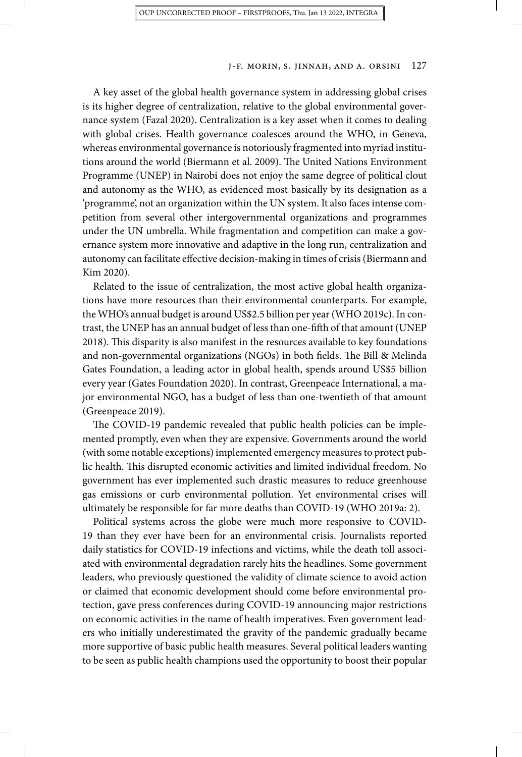A key asset of the global health governance system in addressing global crises is its higher degree of centralization, relative to the global environmental governance system (Fazal 2020). Centralization is a key asset when it comes to dealing with global crises. Health governance coalesces around the WHO, in Geneva, whereas environmental governance is notoriously fragmented into myriad institutions around the world (Biermann et al. 2009). The United Nations Environment Programme (UNEP) in Nairobi does not enjoy the same degree of political clout and autonomy as the WHO, as evidenced most basically by its designation as a 'programme', not an organization within the UN system. It also faces intense competition from several other intergovernmental organizations and programmes under the UN umbrella. While fragmentation and competition can make a governance system more innovative and adaptive in the long run, centralization and autonomy can facilitate effective decision-making in times of crisis (Biermann and Kim 2020).

Related to the issue of centralization, the most active global health organizations have more resources than their environmental counterparts. For example, the WHO's annual budget is around US$2.5 billion per year (WHO 2019c). In contrast, the UNEP has an annual budget of less than one-fifth of that amount (UNEP 2018). This disparity is also manifest in the resources available to key foundations and non-governmental organizations (NGOs) in both fields. The Bill & Melinda Gates Foundation, a leading actor in global health, spends around US$5 billion every year (Gates Foundation 2020). In contrast, Greenpeace International, a major environmental NGO, has a budget of less than one-twentieth of that amount (Greenpeace 2019).

The COVID-19 pandemic revealed that public health policies can be implemented promptly, even when they are expensive. Governments around the world (with some notable exceptions) implemented emergency measures to protect public health. This disrupted economic activities and limited individual freedom. No government has ever implemented such drastic measures to reduce greenhouse gas emissions or curb environmental pollution. Yet environmental crises will ultimately be responsible for far more deaths than COVID-19 (WHO 2019a: 2).

Political systems across the globe were much more responsive to COVID-19 than they ever have been for an environmental crisis. Journalists reported daily statistics for COVID-19 infections and victims, while the death toll associated with environmental degradation rarely hits the headlines. Some government leaders, who previously questioned the validity of climate science to avoid action or claimed that economic development should come before environmental protection, gave press conferences during COVID-19 announcing major restrictions on economic activities in the name of health imperatives. Even government leaders who initially underestimated the gravity of the pandemic gradually became more supportive of basic public health measures. Several political leaders wanting to be seen as public health champions used the opportunity to boost their popular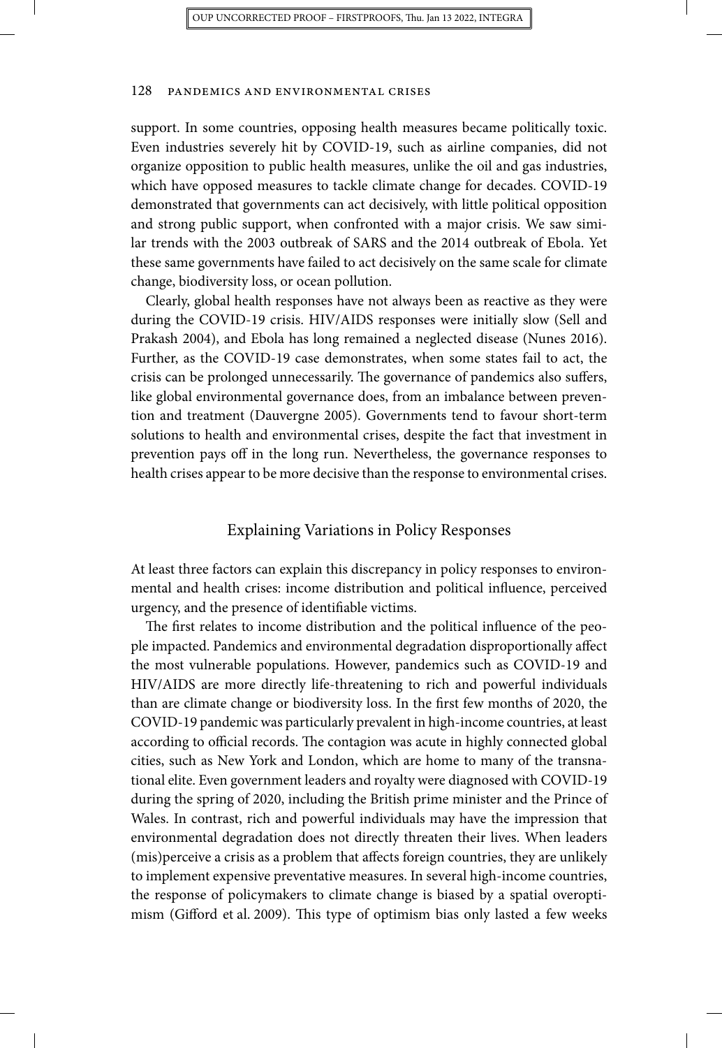support. In some countries, opposing health measures became politically toxic. Even industries severely hit by COVID-19, such as airline companies, did not organize opposition to public health measures, unlike the oil and gas industries, which have opposed measures to tackle climate change for decades. COVID-19 demonstrated that governments can act decisively, with little political opposition and strong public support, when confronted with a major crisis. We saw similar trends with the 2003 outbreak of SARS and the 2014 outbreak of Ebola. Yet these same governments have failed to act decisively on the same scale for climate change, biodiversity loss, or ocean pollution.

Clearly, global health responses have not always been as reactive as they were during the COVID-19 crisis. HIV/AIDS responses were initially slow (Sell and Prakash 2004), and Ebola has long remained a neglected disease (Nunes 2016). Further, as the COVID-19 case demonstrates, when some states fail to act, the crisis can be prolonged unnecessarily. The governance of pandemics also suffers, like global environmental governance does, from an imbalance between prevention and treatment (Dauvergne 2005). Governments tend to favour short-term solutions to health and environmental crises, despite the fact that investment in prevention pays off in the long run. Nevertheless, the governance responses to health crises appear to be more decisive than the response to environmental crises.

## Explaining Variations in Policy Responses

At least three factors can explain this discrepancy in policy responses to environmental and health crises: income distribution and political influence, perceived urgency, and the presence of identifiable victims.

The first relates to income distribution and the political influence of the people impacted. Pandemics and environmental degradation disproportionally affect the most vulnerable populations. However, pandemics such as COVID-19 and HIV/AIDS are more directly life-threatening to rich and powerful individuals than are climate change or biodiversity loss. In the first few months of 2020, the COVID-19 pandemic was particularly prevalent in high-income countries, at least according to official records. The contagion was acute in highly connected global cities, such as New York and London, which are home to many of the transnational elite. Even government leaders and royalty were diagnosed with COVID-19 during the spring of 2020, including the British prime minister and the Prince of Wales. In contrast, rich and powerful individuals may have the impression that environmental degradation does not directly threaten their lives. When leaders (mis)perceive a crisis as a problem that affects foreign countries, they are unlikely to implement expensive preventative measures. In several high-income countries, the response of policymakers to climate change is biased by a spatial overoptimism (Gifford et al. 2009). This type of optimism bias only lasted a few weeks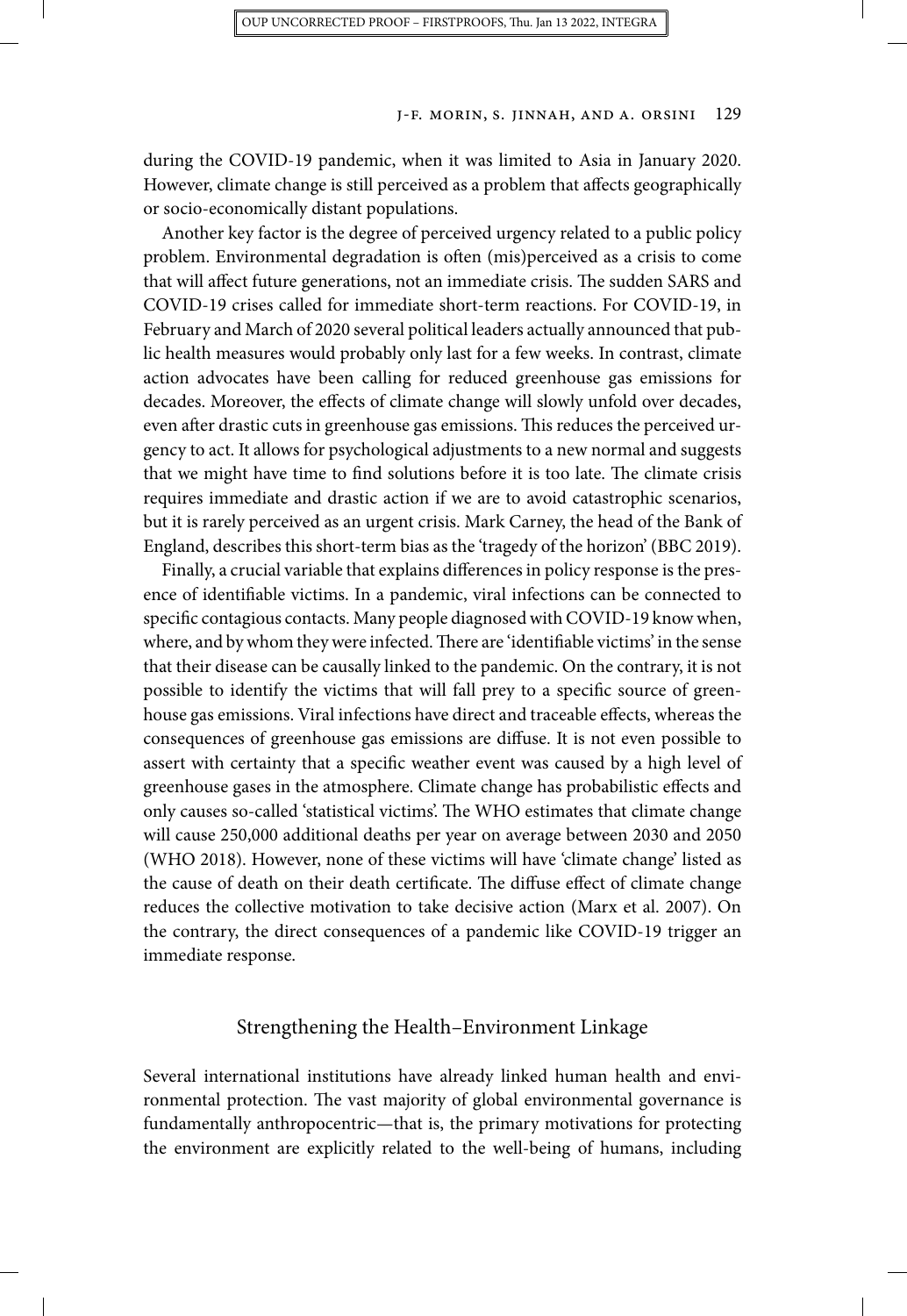during the COVID-19 pandemic, when it was limited to Asia in January 2020. However, climate change is still perceived as a problem that affects geographically or socio-economically distant populations.

Another key factor is the degree of perceived urgency related to a public policy problem. Environmental degradation is often (mis)perceived as a crisis to come that will affect future generations, not an immediate crisis. The sudden SARS and COVID-19 crises called for immediate short-term reactions. For COVID-19, in February and March of 2020 several political leaders actually announced that public health measures would probably only last for a few weeks. In contrast, climate action advocates have been calling for reduced greenhouse gas emissions for decades. Moreover, the effects of climate change will slowly unfold over decades, even after drastic cuts in greenhouse gas emissions. This reduces the perceived urgency to act. It allows for psychological adjustments to a new normal and suggests that we might have time to find solutions before it is too late. The climate crisis requires immediate and drastic action if we are to avoid catastrophic scenarios, but it is rarely perceived as an urgent crisis. Mark Carney, the head of the Bank of England, describes this short-term bias as the 'tragedy of the horizon' (BBC 2019).

Finally, a crucial variable that explains differences in policy response is the presence of identifiable victims. In a pandemic, viral infections can be connected to specific contagious contacts. Many people diagnosed with COVID-19 know when, where, and by whom they were infected. There are 'identifiable victims' in the sense that their disease can be causally linked to the pandemic. On the contrary, it is not possible to identify the victims that will fall prey to a specific source of greenhouse gas emissions. Viral infections have direct and traceable effects, whereas the consequences of greenhouse gas emissions are diffuse. It is not even possible to assert with certainty that a specific weather event was caused by a high level of greenhouse gases in the atmosphere. Climate change has probabilistic effects and only causes so-called 'statistical victims'. The WHO estimates that climate change will cause 250,000 additional deaths per year on average between 2030 and 2050 (WHO 2018). However, none of these victims will have 'climate change' listed as the cause of death on their death certificate. The diffuse effect of climate change reduces the collective motivation to take decisive action (Marx et al. 2007). On the contrary, the direct consequences of a pandemic like COVID-19 trigger an immediate response.

## Strengthening the Health–Environment Linkage

Several international institutions have already linked human health and environmental protection. The vast majority of global environmental governance is fundamentally anthropocentric—that is, the primary motivations for protecting the environment are explicitly related to the well-being of humans, including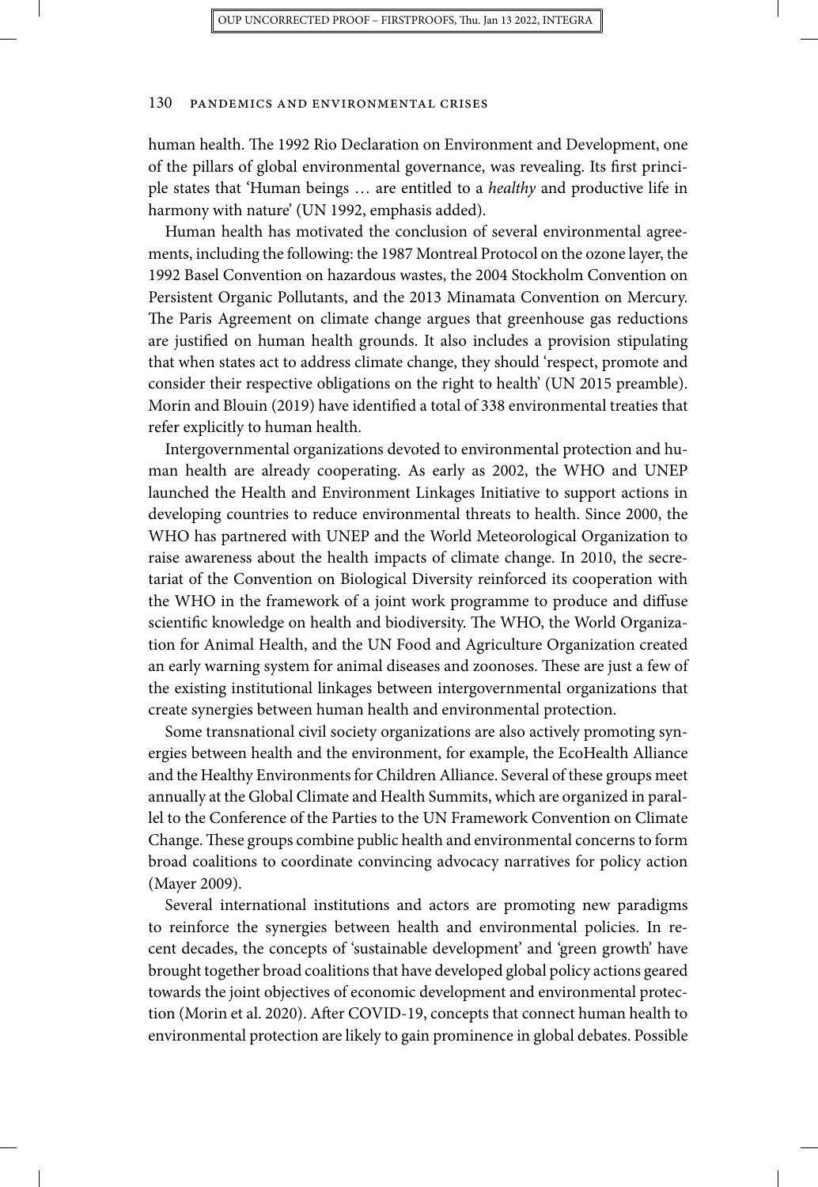human health. The 1992 Rio Declaration on Environment and Development, one of the pillars of global environmental governance, was revealing. Its first principle states that 'Human beings … are entitled to a *healthy* and productive life in harmony with nature' (UN 1992, emphasis added).

Human health has motivated the conclusion of several environmental agreements, including the following: the 1987 Montreal Protocol on the ozone layer, the 1992 Basel Convention on hazardous wastes, the 2004 Stockholm Convention on Persistent Organic Pollutants, and the 2013 Minamata Convention on Mercury. The Paris Agreement on climate change argues that greenhouse gas reductions are justified on human health grounds. It also includes a provision stipulating that when states act to address climate change, they should 'respect, promote and consider their respective obligations on the right to health' (UN 2015 preamble). Morin and Blouin (2019) have identified a total of 338 environmental treaties that refer explicitly to human health.

Intergovernmental organizations devoted to environmental protection and human health are already cooperating. As early as 2002, the WHO and UNEP launched the Health and Environment Linkages Initiative to support actions in developing countries to reduce environmental threats to health. Since 2000, the WHO has partnered with UNEP and the World Meteorological Organization to raise awareness about the health impacts of climate change. In 2010, the secretariat of the Convention on Biological Diversity reinforced its cooperation with the WHO in the framework of a joint work programme to produce and diffuse scientific knowledge on health and biodiversity. The WHO, the World Organization for Animal Health, and the UN Food and Agriculture Organization created an early warning system for animal diseases and zoonoses. These are just a few of the existing institutional linkages between intergovernmental organizations that create synergies between human health and environmental protection.

Some transnational civil society organizations are also actively promoting synergies between health and the environment, for example, the EcoHealth Alliance and the Healthy Environments for Children Alliance. Several of these groups meet annually at the Global Climate and Health Summits, which are organized in parallel to the Conference of the Parties to the UN Framework Convention on Climate Change. These groups combine public health and environmental concerns to form broad coalitions to coordinate convincing advocacy narratives for policy action (Mayer 2009).

Several international institutions and actors are promoting new paradigms to reinforce the synergies between health and environmental policies. In recent decades, the concepts of 'sustainable development' and 'green growth' have brought together broad coalitions that have developed global policy actions geared towards the joint objectives of economic development and environmental protection (Morin et al. 2020). After COVID-19, concepts that connect human health to environmental protection are likely to gain prominence in global debates. Possible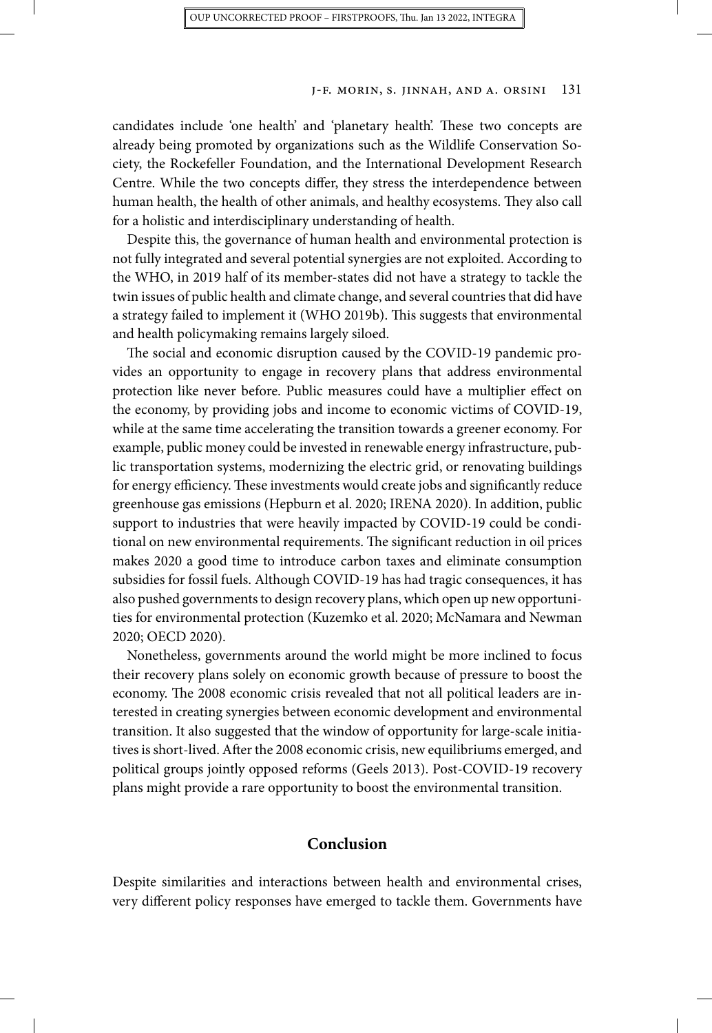candidates include 'one health' and 'planetary health'. These two concepts are already being promoted by organizations such as the Wildlife Conservation Society, the Rockefeller Foundation, and the International Development Research Centre. While the two concepts differ, they stress the interdependence between human health, the health of other animals, and healthy ecosystems. They also call for a holistic and interdisciplinary understanding of health.

Despite this, the governance of human health and environmental protection is not fully integrated and several potential synergies are not exploited. According to the WHO, in 2019 half of its member-states did not have a strategy to tackle the twin issues of public health and climate change, and several countries that did have a strategy failed to implement it (WHO 2019b). This suggests that environmental and health policymaking remains largely siloed.

The social and economic disruption caused by the COVID-19 pandemic provides an opportunity to engage in recovery plans that address environmental protection like never before. Public measures could have a multiplier effect on the economy, by providing jobs and income to economic victims of COVID-19, while at the same time accelerating the transition towards a greener economy. For example, public money could be invested in renewable energy infrastructure, public transportation systems, modernizing the electric grid, or renovating buildings for energy efficiency. These investments would create jobs and significantly reduce greenhouse gas emissions (Hepburn et al. 2020; IRENA 2020). In addition, public support to industries that were heavily impacted by COVID-19 could be conditional on new environmental requirements. The significant reduction in oil prices makes 2020 a good time to introduce carbon taxes and eliminate consumption subsidies for fossil fuels. Although COVID-19 has had tragic consequences, it has also pushed governments to design recovery plans, which open up new opportunities for environmental protection (Kuzemko et al. 2020; McNamara and Newman 2020; OECD 2020).

Nonetheless, governments around the world might be more inclined to focus their recovery plans solely on economic growth because of pressure to boost the economy. The 2008 economic crisis revealed that not all political leaders are interested in creating synergies between economic development and environmental transition. It also suggested that the window of opportunity for large-scale initiatives is short-lived. After the 2008 economic crisis, new equilibriums emerged, and political groups jointly opposed reforms (Geels 2013). Post-COVID-19 recovery plans might provide a rare opportunity to boost the environmental transition.

## Conclusion

Despite similarities and interactions between health and environmental crises, very different policy responses have emerged to tackle them. Governments have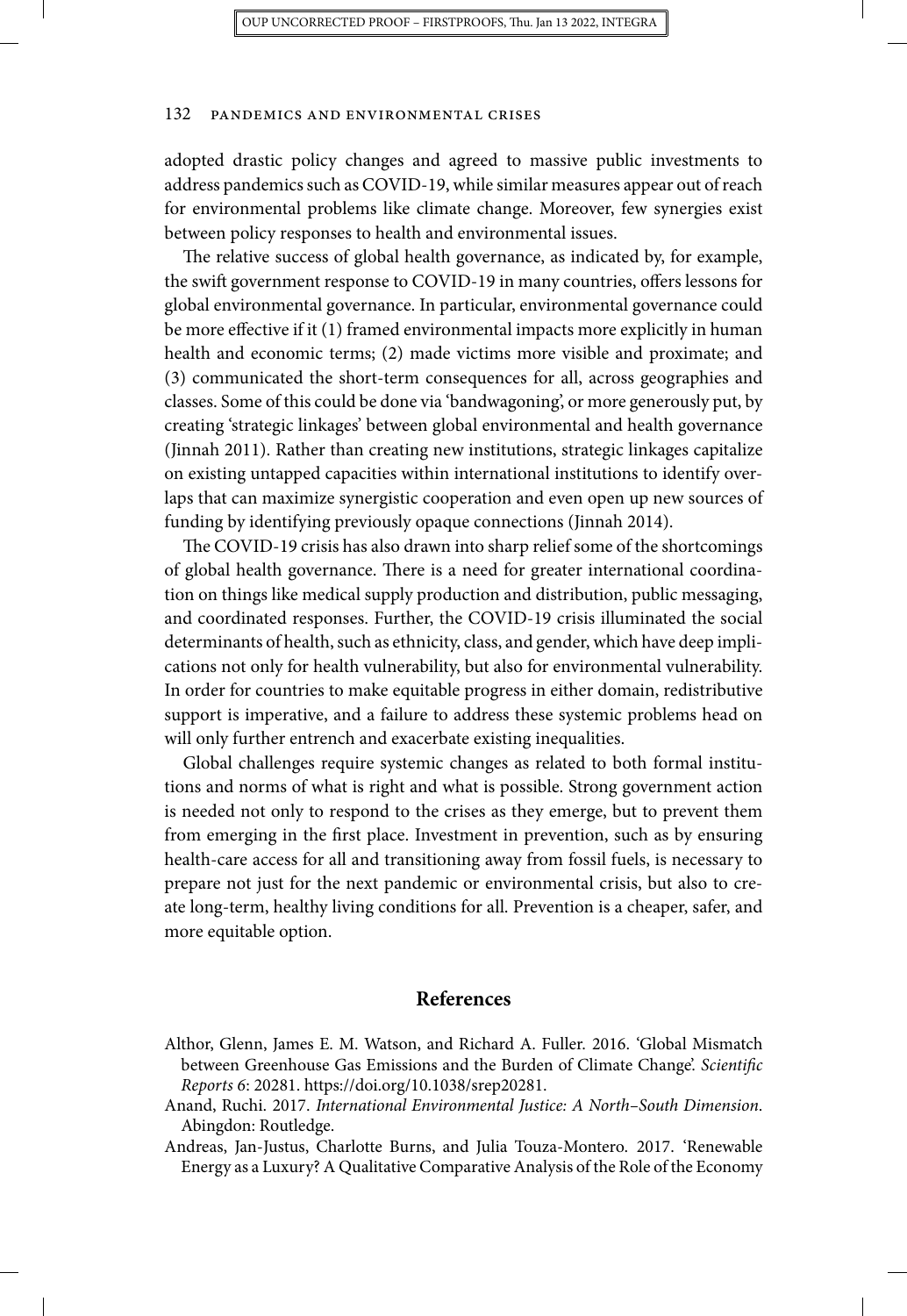adopted drastic policy changes and agreed to massive public investments to address pandemics such as COVID-19, while similar measures appear out of reach for environmental problems like climate change. Moreover, few synergies exist between policy responses to health and environmental issues.

The relative success of global health governance, as indicated by, for example, the swift government response to COVID-19 in many countries, offers lessons for global environmental governance. In particular, environmental governance could be more effective if it (1) framed environmental impacts more explicitly in human health and economic terms; (2) made victims more visible and proximate; and (3) communicated the short-term consequences for all, across geographies and classes. Some of this could be done via 'bandwagoning', or more generously put, by creating 'strategic linkages' between global environmental and health governance (Jinnah 2011). Rather than creating new institutions, strategic linkages capitalize on existing untapped capacities within international institutions to identify overlaps that can maximize synergistic cooperation and even open up new sources of funding by identifying previously opaque connections (Jinnah 2014).

The COVID-19 crisis has also drawn into sharp relief some of the shortcomings of global health governance. There is a need for greater international coordination on things like medical supply production and distribution, public messaging, and coordinated responses. Further, the COVID-19 crisis illuminated the social determinants of health, such as ethnicity, class, and gender, which have deep implications not only for health vulnerability, but also for environmental vulnerability. In order for countries to make equitable progress in either domain, redistributive support is imperative, and a failure to address these systemic problems head on will only further entrench and exacerbate existing inequalities.

Global challenges require systemic changes as related to both formal institutions and norms of what is right and what is possible. Strong government action is needed not only to respond to the crises as they emerge, but to prevent them from emerging in the first place. Investment in prevention, such as by ensuring health-care access for all and transitioning away from fossil fuels, is necessary to prepare not just for the next pandemic or environmental crisis, but also to create long-term, healthy living conditions for all. Prevention is a cheaper, safer, and more equitable option.

## References

Althor, Glenn, James E. M. Watson, and Richard A. Fuller. 2016. 'Global Mismatch between Greenhouse Gas Emissions and the Burden of Climate Change'. *Scientific Reports 6*: 20281. https://doi.org/10.1038/srep20281.

Anand, Ruchi. 2017. *International Environmental Justice: A North–South Dimension*. Abingdon: Routledge.

Andreas, Jan-Justus, Charlotte Burns, and Julia Touza-Montero. 2017. 'Renewable Energy as a Luxury? A Qualitative Comparative Analysis of the Role of the Economy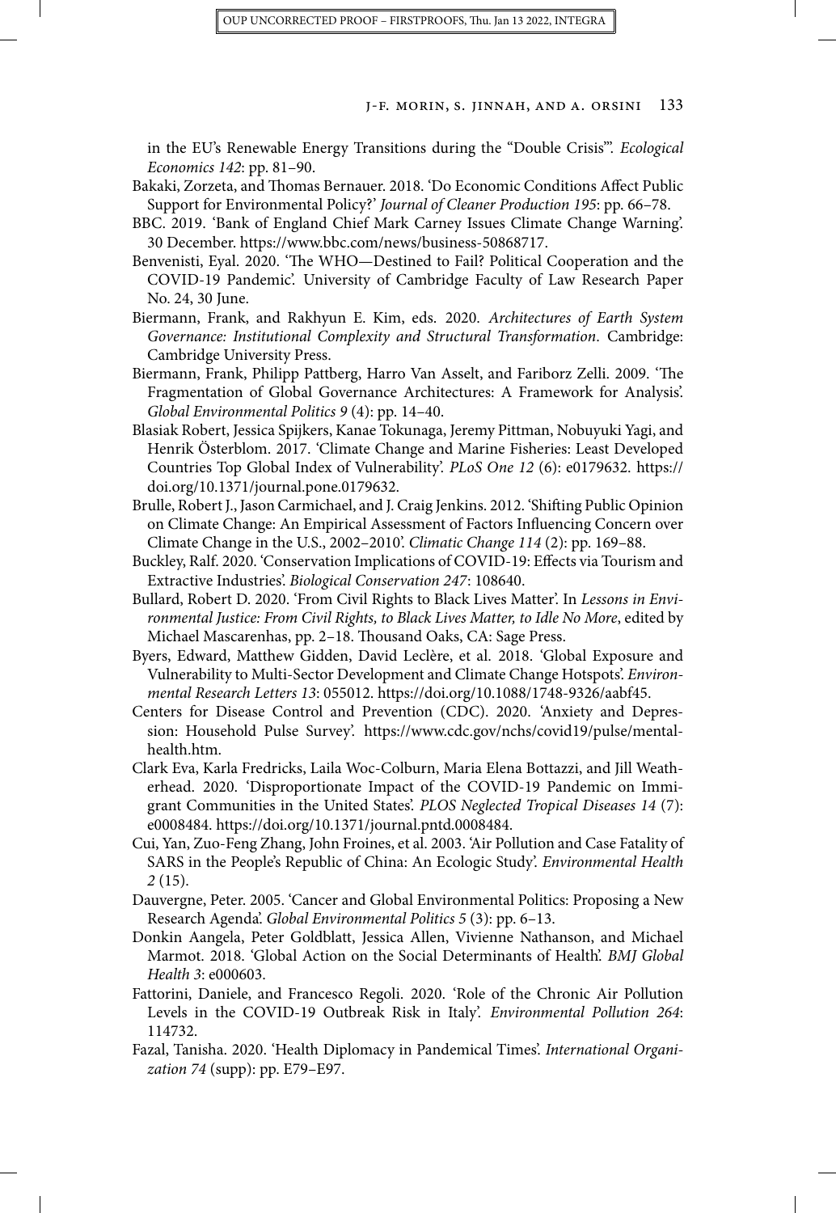in the EU's Renewable Energy Transitions during the "Double Crisis"'. *Ecological Economics 142*: pp. 81–90.

Bakaki, Zorzeta, and Thomas Bernauer. 2018. 'Do Economic Conditions Affect Public Support for Environmental Policy?' *Journal of Cleaner Production 195*: pp. 66–78.

BBC. 2019. 'Bank of England Chief Mark Carney Issues Climate Change Warning'. 30 December. https://www.bbc.com/news/business-50868717.

Benvenisti, Eyal. 2020. 'The WHO—Destined to Fail? Political Cooperation and the COVID-19 Pandemic'. University of Cambridge Faculty of Law Research Paper No. 24, 30 June.

Biermann, Frank, and Rakhyun E. Kim, eds. 2020. *Architectures of Earth System Governance: Institutional Complexity and Structural Transformation*. Cambridge: Cambridge University Press.

Biermann, Frank, Philipp Pattberg, Harro Van Asselt, and Fariborz Zelli. 2009. 'The Fragmentation of Global Governance Architectures: A Framework for Analysis'. *Global Environmental Politics 9* (4): pp. 14–40.

Blasiak Robert, Jessica Spijkers, Kanae Tokunaga, Jeremy Pittman, Nobuyuki Yagi, and Henrik Österblom. 2017. 'Climate Change and Marine Fisheries: Least Developed Countries Top Global Index of Vulnerability'. *PLoS One 12* (6): e0179632. https://doi.org/10.1371/journal.pone.0179632.

Brulle, Robert J., Jason Carmichael, and J. Craig Jenkins. 2012. 'Shifting Public Opinion on Climate Change: An Empirical Assessment of Factors Influencing Concern over Climate Change in the U.S., 2002–2010'. *Climatic Change 114* (2): pp. 169–88.

Buckley, Ralf. 2020. 'Conservation Implications of COVID-19: Effects via Tourism and Extractive Industries'. *Biological Conservation 247*: 108640.

Bullard, Robert D. 2020. 'From Civil Rights to Black Lives Matter'. In *Lessons in Environmental Justice: From Civil Rights, to Black Lives Matter, to Idle No More*, edited by Michael Mascarenhas, pp. 2–18. Thousand Oaks, CA: Sage Press.

Byers, Edward, Matthew Gidden, David Leclère, et al. 2018. 'Global Exposure and Vulnerability to Multi-Sector Development and Climate Change Hotspots'. *Environmental Research Letters 13*: 055012. https://doi.org/10.1088/1748-9326/aabf45.

Centers for Disease Control and Prevention (CDC). 2020. 'Anxiety and Depression: Household Pulse Survey'. https://www.cdc.gov/nchs/covid19/pulse/mental-health.htm.

Clark Eva, Karla Fredricks, Laila Woc-Colburn, Maria Elena Bottazzi, and Jill Weatherhead. 2020. 'Disproportionate Impact of the COVID-19 Pandemic on Immigrant Communities in the United States'. *PLOS Neglected Tropical Diseases 14* (7): e0008484. https://doi.org/10.1371/journal.pntd.0008484.

Cui, Yan, Zuo-Feng Zhang, John Froines, et al. 2003. 'Air Pollution and Case Fatality of SARS in the People's Republic of China: An Ecologic Study'. *Environmental Health 2* (15).

Dauvergne, Peter. 2005. 'Cancer and Global Environmental Politics: Proposing a New Research Agenda'. *Global Environmental Politics 5* (3): pp. 6–13.

Donkin Aangela, Peter Goldblatt, Jessica Allen, Vivienne Nathanson, and Michael Marmot. 2018. 'Global Action on the Social Determinants of Health'. *BMJ Global Health 3*: e000603.

Fattorini, Daniele, and Francesco Regoli. 2020. 'Role of the Chronic Air Pollution Levels in the COVID-19 Outbreak Risk in Italy'. *Environmental Pollution 264*: 114732.

Fazal, Tanisha. 2020. 'Health Diplomacy in Pandemical Times'. *International Organization 74* (supp): pp. E79–E97.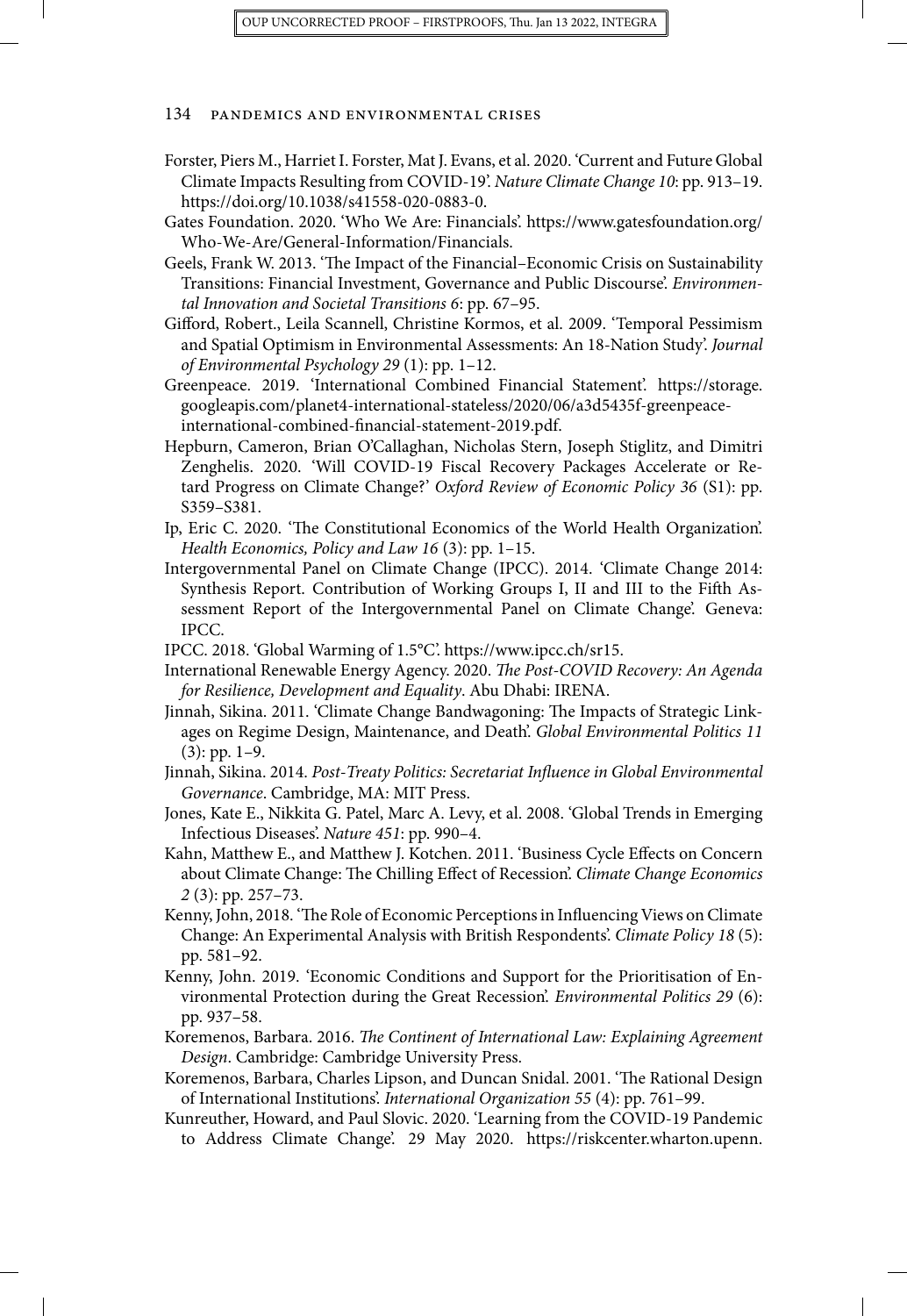Forster, Piers M., Harriet I. Forster, Mat J. Evans, et al. 2020. 'Current and Future Global Climate Impacts Resulting from COVID-19'. *Nature Climate Change 10*: pp. 913–19. https://doi.org/10.1038/s41558-020-0883-0.

Gates Foundation. 2020. 'Who We Are: Financials'. https://www.gatesfoundation.org/Who-We-Are/General-Information/Financials.

Geels, Frank W. 2013. 'The Impact of the Financial–Economic Crisis on Sustainability Transitions: Financial Investment, Governance and Public Discourse'. *Environmental Innovation and Societal Transitions 6*: pp. 67–95.

Gifford, Robert., Leila Scannell, Christine Kormos, et al. 2009. 'Temporal Pessimism and Spatial Optimism in Environmental Assessments: An 18-Nation Study'. *Journal of Environmental Psychology 29* (1): pp. 1–12.

Greenpeace. 2019. 'International Combined Financial Statement'. https://storage.googleapis.com/planet4-international-stateless/2020/06/a3d5435f-greenpeace-international-combined-financial-statement-2019.pdf.

Hepburn, Cameron, Brian O'Callaghan, Nicholas Stern, Joseph Stiglitz, and Dimitri Zenghelis. 2020. 'Will COVID-19 Fiscal Recovery Packages Accelerate or Retard Progress on Climate Change?' *Oxford Review of Economic Policy 36* (S1): pp. S359–S381.

Ip, Eric C. 2020. 'The Constitutional Economics of the World Health Organization'. *Health Economics, Policy and Law 16* (3): pp. 1–15.

Intergovernmental Panel on Climate Change (IPCC). 2014. 'Climate Change 2014: Synthesis Report. Contribution of Working Groups I, II and III to the Fifth Assessment Report of the Intergovernmental Panel on Climate Change'. Geneva: IPCC.

IPCC. 2018. 'Global Warming of 1.5°C'. https://www.ipcc.ch/sr15.

International Renewable Energy Agency. 2020. *The Post-COVID Recovery: An Agenda for Resilience, Development and Equality*. Abu Dhabi: IRENA.

Jinnah, Sikina. 2011. 'Climate Change Bandwagoning: The Impacts of Strategic Linkages on Regime Design, Maintenance, and Death'. *Global Environmental Politics 11* (3): pp. 1–9.

Jinnah, Sikina. 2014. *Post-Treaty Politics: Secretariat Influence in Global Environmental Governance*. Cambridge, MA: MIT Press.

Jones, Kate E., Nikkita G. Patel, Marc A. Levy, et al. 2008. 'Global Trends in Emerging Infectious Diseases'. *Nature 451*: pp. 990–4.

Kahn, Matthew E., and Matthew J. Kotchen. 2011. 'Business Cycle Effects on Concern about Climate Change: The Chilling Effect of Recession'. *Climate Change Economics 2* (3): pp. 257–73.

Kenny, John, 2018. 'The Role of Economic Perceptions in Influencing Views on Climate Change: An Experimental Analysis with British Respondents'. *Climate Policy 18* (5): pp. 581–92.

Kenny, John. 2019. 'Economic Conditions and Support for the Prioritisation of Environmental Protection during the Great Recession'. *Environmental Politics 29* (6): pp. 937–58.

Koremenos, Barbara. 2016. *The Continent of International Law: Explaining Agreement Design*. Cambridge: Cambridge University Press.

Koremenos, Barbara, Charles Lipson, and Duncan Snidal. 2001. 'The Rational Design of International Institutions'. *International Organization 55* (4): pp. 761–99.

Kunreuther, Howard, and Paul Slovic. 2020. 'Learning from the COVID-19 Pandemic to Address Climate Change'. 29 May 2020. https://riskcenter.wharton.upenn.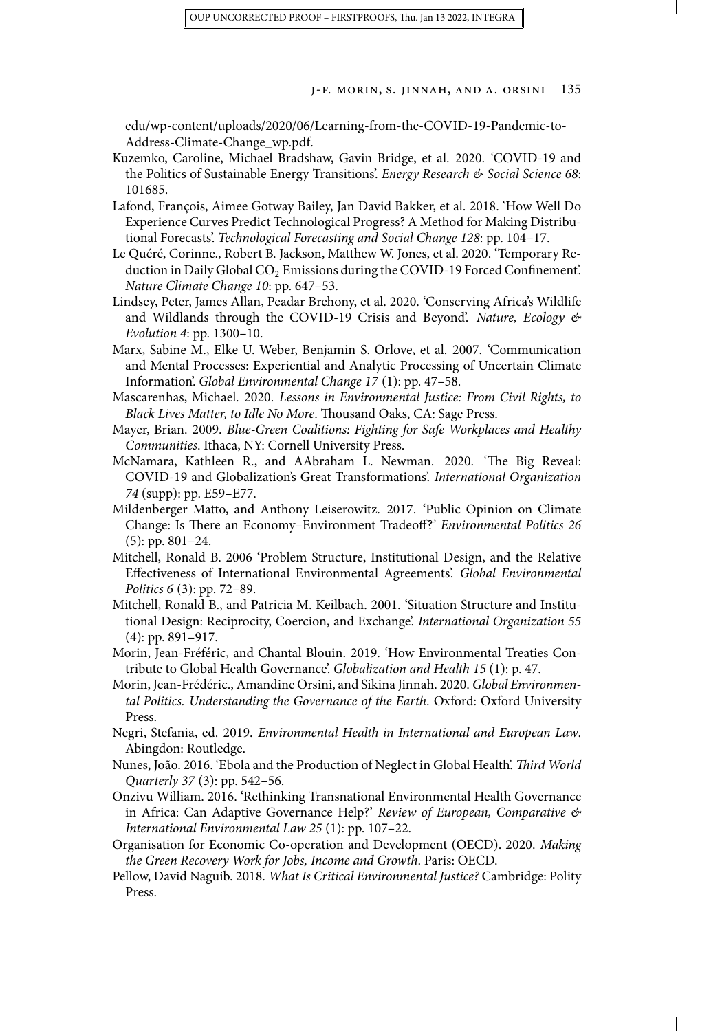edu/wp-content/uploads/2020/06/Learning-from-the-COVID-19-Pandemic-to-Address-Climate-Change_wp.pdf.

Kuzemko, Caroline, Michael Bradshaw, Gavin Bridge, et al. 2020. 'COVID-19 and the Politics of Sustainable Energy Transitions'. *Energy Research & Social Science 68*: 101685.

Lafond, François, Aimee Gotway Bailey, Jan David Bakker, et al. 2018. 'How Well Do Experience Curves Predict Technological Progress? A Method for Making Distributional Forecasts'. *Technological Forecasting and Social Change 128*: pp. 104–17.

Le Quéré, Corinne., Robert B. Jackson, Matthew W. Jones, et al. 2020. 'Temporary Reduction in Daily Global $CO_2$ Emissions during the COVID-19 Forced Confinement'. *Nature Climate Change 10*: pp. 647–53.

Lindsey, Peter, James Allan, Peadar Brehony, et al. 2020. 'Conserving Africa's Wildlife and Wildlands through the COVID-19 Crisis and Beyond'. *Nature, Ecology & Evolution 4*: pp. 1300–10.

Marx, Sabine M., Elke U. Weber, Benjamin S. Orlove, et al. 2007. 'Communication and Mental Processes: Experiential and Analytic Processing of Uncertain Climate Information'. *Global Environmental Change 17* (1): pp. 47–58.

Mascarenhas, Michael. 2020. *Lessons in Environmental Justice: From Civil Rights, to Black Lives Matter, to Idle No More*. Thousand Oaks, CA: Sage Press.

Mayer, Brian. 2009. *Blue-Green Coalitions: Fighting for Safe Workplaces and Healthy Communities*. Ithaca, NY: Cornell University Press.

McNamara, Kathleen R., and AAbraham L. Newman. 2020. 'The Big Reveal: COVID-19 and Globalization's Great Transformations'. *International Organization 74* (supp): pp. E59–E77.

Mildenberger Matto, and Anthony Leiserowitz. 2017. 'Public Opinion on Climate Change: Is There an Economy–Environment Tradeoff?' *Environmental Politics 26* (5): pp. 801–24.

Mitchell, Ronald B. 2006 'Problem Structure, Institutional Design, and the Relative Effectiveness of International Environmental Agreements'. *Global Environmental Politics 6* (3): pp. 72–89.

Mitchell, Ronald B., and Patricia M. Keilbach. 2001. 'Situation Structure and Institutional Design: Reciprocity, Coercion, and Exchange'. *International Organization 55* (4): pp. 891–917.

Morin, Jean-Fréféric, and Chantal Blouin. 2019. 'How Environmental Treaties Contribute to Global Health Governance'. *Globalization and Health 15* (1): p. 47.

Morin, Jean-Frédéric., Amandine Orsini, and Sikina Jinnah. 2020. *Global Environmental Politics. Understanding the Governance of the Earth*. Oxford: Oxford University Press.

Negri, Stefania, ed. 2019. *Environmental Health in International and European Law*. Abingdon: Routledge.

Nunes, João. 2016. 'Ebola and the Production of Neglect in Global Health'. *Third World Quarterly 37* (3): pp. 542–56.

Onzivu William. 2016. 'Rethinking Transnational Environmental Health Governance in Africa: Can Adaptive Governance Help?' *Review of European, Comparative & International Environmental Law 25* (1): pp. 107–22.

Organisation for Economic Co-operation and Development (OECD). 2020. *Making the Green Recovery Work for Jobs, Income and Growth*. Paris: OECD.

Pellow, David Naguib. 2018. *What Is Critical Environmental Justice?* Cambridge: Polity Press.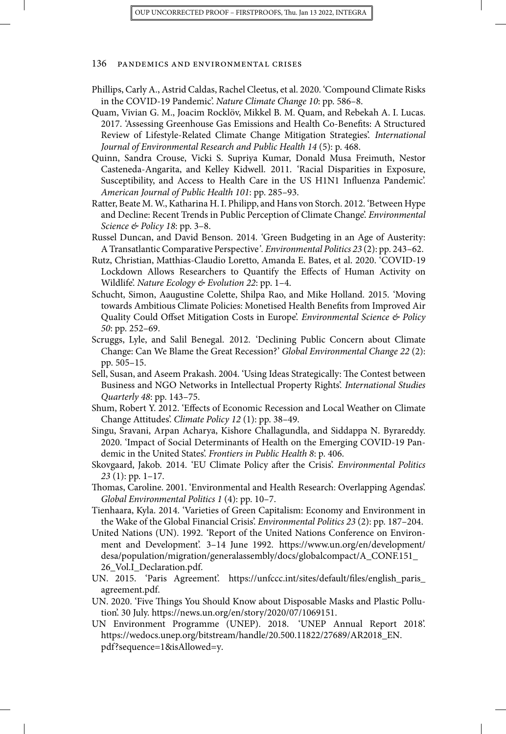Phillips, Carly A., Astrid Caldas, Rachel Cleetus, et al. 2020. 'Compound Climate Risks in the COVID-19 Pandemic'. *Nature Climate Change 10*: pp. 586–8.

Quam, Vivian G. M., Joacim Rocklöv, Mikkel B. M. Quam, and Rebekah A. I. Lucas. 2017. 'Assessing Greenhouse Gas Emissions and Health Co-Benefits: A Structured Review of Lifestyle-Related Climate Change Mitigation Strategies'. *International Journal of Environmental Research and Public Health 14* (5): p. 468.

Quinn, Sandra Crouse, Vicki S. Supriya Kumar, Donald Musa Freimuth, Nestor Casteneda-Angarita, and Kelley Kidwell. 2011. 'Racial Disparities in Exposure, Susceptibility, and Access to Health Care in the US H1N1 Influenza Pandemic'. *American Journal of Public Health 101*: pp. 285–93.

Ratter, Beate M. W., Katharina H. I. Philipp, and Hans von Storch. 2012. 'Between Hype and Decline: Recent Trends in Public Perception of Climate Change'. *Environmental Science & Policy 18*: pp. 3–8.

Russel Duncan, and David Benson. 2014. 'Green Budgeting in an Age of Austerity: A Transatlantic Comparative Perspective'. *Environmental Politics 23* (2): pp. 243–62.

Rutz, Christian, Matthias-Claudio Loretto, Amanda E. Bates, et al. 2020. 'COVID-19 Lockdown Allows Researchers to Quantify the Effects of Human Activity on Wildlife'. *Nature Ecology & Evolution 22*: pp. 1–4.

Schucht, Simon, Aaugustine Colette, Shilpa Rao, and Mike Holland. 2015. 'Moving towards Ambitious Climate Policies: Monetised Health Benefits from Improved Air Quality Could Offset Mitigation Costs in Europe'. *Environmental Science & Policy 50*: pp. 252–69.

Scruggs, Lyle, and Salil Benegal. 2012. 'Declining Public Concern about Climate Change: Can We Blame the Great Recession?' *Global Environmental Change 22* (2): pp. 505–15.

Sell, Susan, and Aseem Prakash. 2004. 'Using Ideas Strategically: The Contest between Business and NGO Networks in Intellectual Property Rights'. *International Studies Quarterly 48*: pp. 143–75.

Shum, Robert Y. 2012. 'Effects of Economic Recession and Local Weather on Climate Change Attitudes'. *Climate Policy 12* (1): pp. 38–49.

Singu, Sravani, Arpan Acharya, Kishore Challagundla, and Siddappa N. Byrareddy. 2020. 'Impact of Social Determinants of Health on the Emerging COVID-19 Pandemic in the United States'. *Frontiers in Public Health 8*: p. 406.

Skovgaard, Jakob. 2014. 'EU Climate Policy after the Crisis'. *Environmental Politics 23* (1): pp. 1–17.

Thomas, Caroline. 2001. 'Environmental and Health Research: Overlapping Agendas'. *Global Environmental Politics 1* (4): pp. 10–7.

Tienhaara, Kyla. 2014. 'Varieties of Green Capitalism: Economy and Environment in the Wake of the Global Financial Crisis'. *Environmental Politics 23* (2): pp. 187–204.

United Nations (UN). 1992. 'Report of the United Nations Conference on Environment and Development'. 3–14 June 1992. https://www.un.org/en/development/desa/population/migration/generalassembly/docs/globalcompact/A_CONF.151_26_Vol.I_Declaration.pdf.

UN. 2015. 'Paris Agreement'. https://unfccc.int/sites/default/files/english_paris_agreement.pdf.

UN. 2020. 'Five Things You Should Know about Disposable Masks and Plastic Pollution'. 30 July. https://news.un.org/en/story/2020/07/1069151.

UN Environment Programme (UNEP). 2018. 'UNEP Annual Report 2018'. https://wedocs.unep.org/bitstream/handle/20.500.11822/27689/AR2018_EN.pdf?sequence=1&isAllowed=y.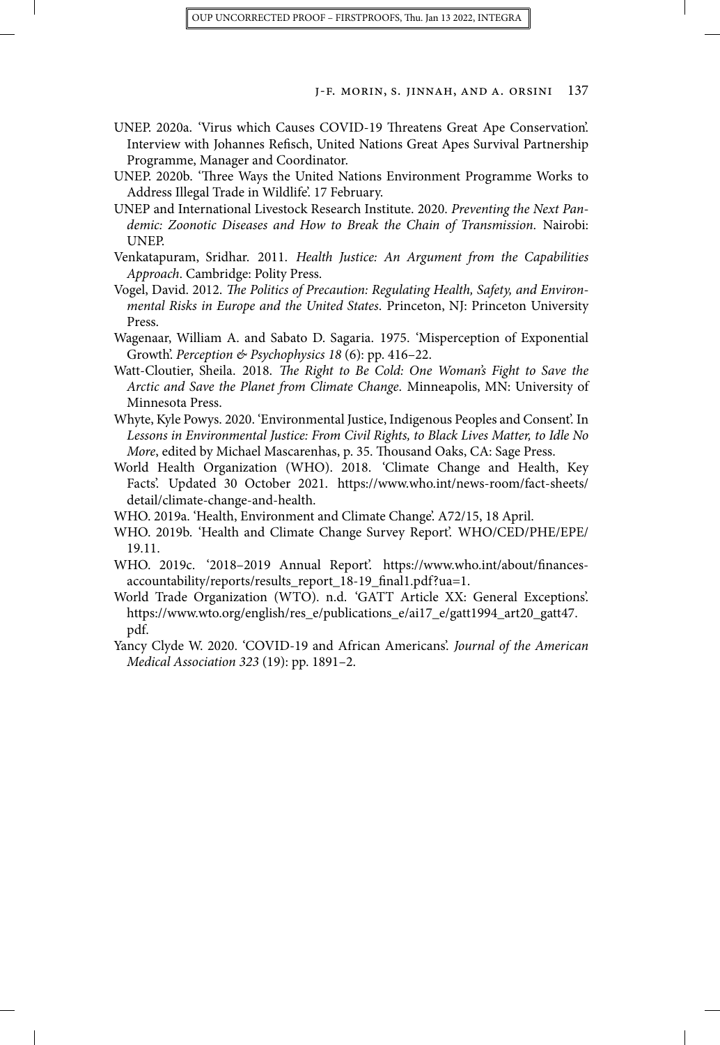UNEP. 2020a. 'Virus which Causes COVID-19 Threatens Great Ape Conservation'. Interview with Johannes Refisch, United Nations Great Apes Survival Partnership Programme, Manager and Coordinator.

UNEP. 2020b. 'Three Ways the United Nations Environment Programme Works to Address Illegal Trade in Wildlife'. 17 February.

UNEP and International Livestock Research Institute. 2020. *Preventing the Next Pandemic: Zoonotic Diseases and How to Break the Chain of Transmission*. Nairobi: UNEP.

Venkatapuram, Sridhar. 2011. *Health Justice: An Argument from the Capabilities Approach*. Cambridge: Polity Press.

Vogel, David. 2012. *The Politics of Precaution: Regulating Health, Safety, and Environmental Risks in Europe and the United States*. Princeton, NJ: Princeton University Press.

Wagenaar, William A. and Sabato D. Sagaria. 1975. 'Misperception of Exponential Growth'. *Perception & Psychophysics 18* (6): pp. 416–22.

Watt-Cloutier, Sheila. 2018. *The Right to Be Cold: One Woman's Fight to Save the Arctic and Save the Planet from Climate Change*. Minneapolis, MN: University of Minnesota Press.

Whyte, Kyle Powys. 2020. 'Environmental Justice, Indigenous Peoples and Consent'. In *Lessons in Environmental Justice: From Civil Rights, to Black Lives Matter, to Idle No More*, edited by Michael Mascarenhas, p. 35. Thousand Oaks, CA: Sage Press.

World Health Organization (WHO). 2018. 'Climate Change and Health, Key Facts'. Updated 30 October 2021. https://www.who.int/news-room/fact-sheets/detail/climate-change-and-health.

WHO. 2019a. 'Health, Environment and Climate Change'. A72/15, 18 April.

WHO. 2019b. 'Health and Climate Change Survey Report'. WHO/CED/PHE/EPE/19.11.

WHO. 2019c. '2018–2019 Annual Report'. https://www.who.int/about/finances-accountability/reports/results_report_18-19_final1.pdf?ua=1.

World Trade Organization (WTO). n.d. 'GATT Article XX: General Exceptions'. https://www.wto.org/english/res_e/publications_e/ai17_e/gatt1994_art20_gatt47.pdf.

Yancy Clyde W. 2020. 'COVID-19 and African Americans'. *Journal of the American Medical Association 323* (19): pp. 1891–2.